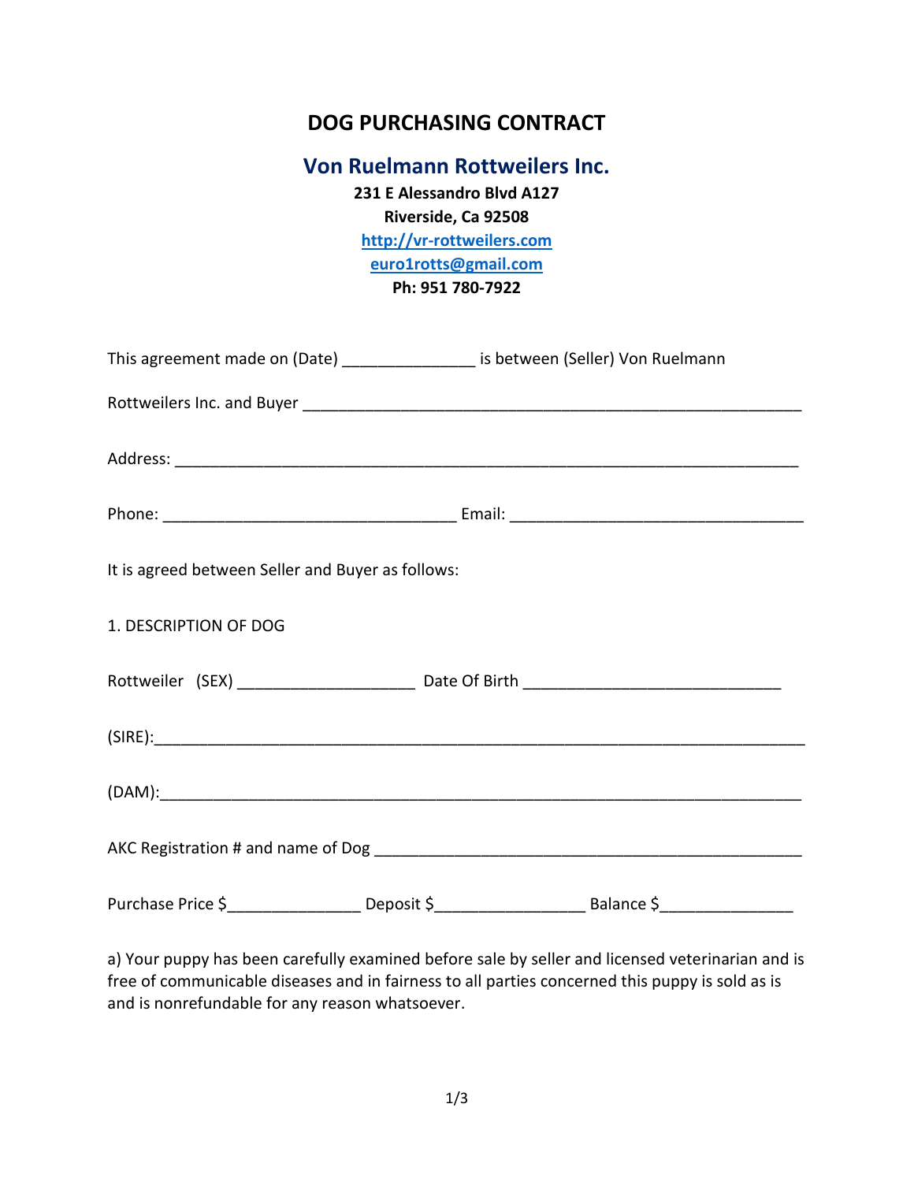# DOG PURCHASING CONTRACT

## Von Ruelmann Rottweilers Inc.

**231 E Alessandro Blvd A127**
**Riverside, Ca 92508**
**http://vr-rottweilers.com**
**euro1rotts@gmail.com**
**Ph: 951 780-7922**

This agreement made on (Date) _______________ is between (Seller) Von Ruelmann Rottweilers Inc. and Buyer ___________________________________________________________

Address: ________________________________________________________________________

Phone: _________________________________ Email: _________________________________

It is agreed between Seller and Buyer as follows:

1. DESCRIPTION OF DOG

Rottweiler (SEX) ____________________ Date Of Birth _____________________________

(SIRE):___________________________________________________________________________

(DAM):___________________________________________________________________________

AKC Registration # and name of Dog _________________________________________________

Purchase Price $_______________ Deposit $_________________ Balance $_______________

a) Your puppy has been carefully examined before sale by seller and licensed veterinarian and is free of communicable diseases and in fairness to all parties concerned this puppy is sold as is and is nonrefundable for any reason whatsoever.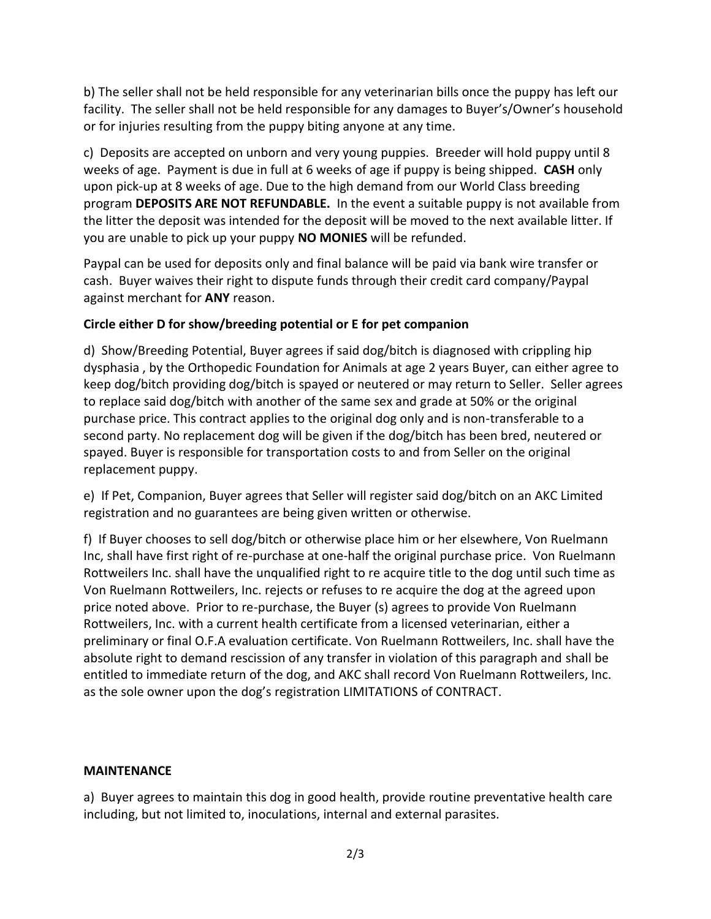b) The seller shall not be held responsible for any veterinarian bills once the puppy has left our facility. The seller shall not be held responsible for any damages to Buyer's/Owner's household or for injuries resulting from the puppy biting anyone at any time.

c) Deposits are accepted on unborn and very young puppies. Breeder will hold puppy until 8 weeks of age. Payment is due in full at 6 weeks of age if puppy is being shipped. **CASH** only upon pick-up at 8 weeks of age. Due to the high demand from our World Class breeding program **DEPOSITS ARE NOT REFUNDABLE.** In the event a suitable puppy is not available from the litter the deposit was intended for the deposit will be moved to the next available litter. If you are unable to pick up your puppy **NO MONIES** will be refunded.

Paypal can be used for deposits only and final balance will be paid via bank wire transfer or cash. Buyer waives their right to dispute funds through their credit card company/Paypal against merchant for **ANY** reason.

**Circle either D for show/breeding potential or E for pet companion**

d) Show/Breeding Potential, Buyer agrees if said dog/bitch is diagnosed with crippling hip dysphasia , by the Orthopedic Foundation for Animals at age 2 years Buyer, can either agree to keep dog/bitch providing dog/bitch is spayed or neutered or may return to Seller. Seller agrees to replace said dog/bitch with another of the same sex and grade at 50% or the original purchase price. This contract applies to the original dog only and is non-transferable to a second party. No replacement dog will be given if the dog/bitch has been bred, neutered or spayed. Buyer is responsible for transportation costs to and from Seller on the original replacement puppy.

e) If Pet, Companion, Buyer agrees that Seller will register said dog/bitch on an AKC Limited registration and no guarantees are being given written or otherwise.

f) If Buyer chooses to sell dog/bitch or otherwise place him or her elsewhere, Von Ruelmann Inc, shall have first right of re-purchase at one-half the original purchase price. Von Ruelmann Rottweilers Inc. shall have the unqualified right to re acquire title to the dog until such time as Von Ruelmann Rottweilers, Inc. rejects or refuses to re acquire the dog at the agreed upon price noted above. Prior to re-purchase, the Buyer (s) agrees to provide Von Ruelmann Rottweilers, Inc. with a current health certificate from a licensed veterinarian, either a preliminary or final O.F.A evaluation certificate. Von Ruelmann Rottweilers, Inc. shall have the absolute right to demand rescission of any transfer in violation of this paragraph and shall be entitled to immediate return of the dog, and AKC shall record Von Ruelmann Rottweilers, Inc. as the sole owner upon the dog's registration LIMITATIONS of CONTRACT.

**MAINTENANCE**

a) Buyer agrees to maintain this dog in good health, provide routine preventative health care including, but not limited to, inoculations, internal and external parasites.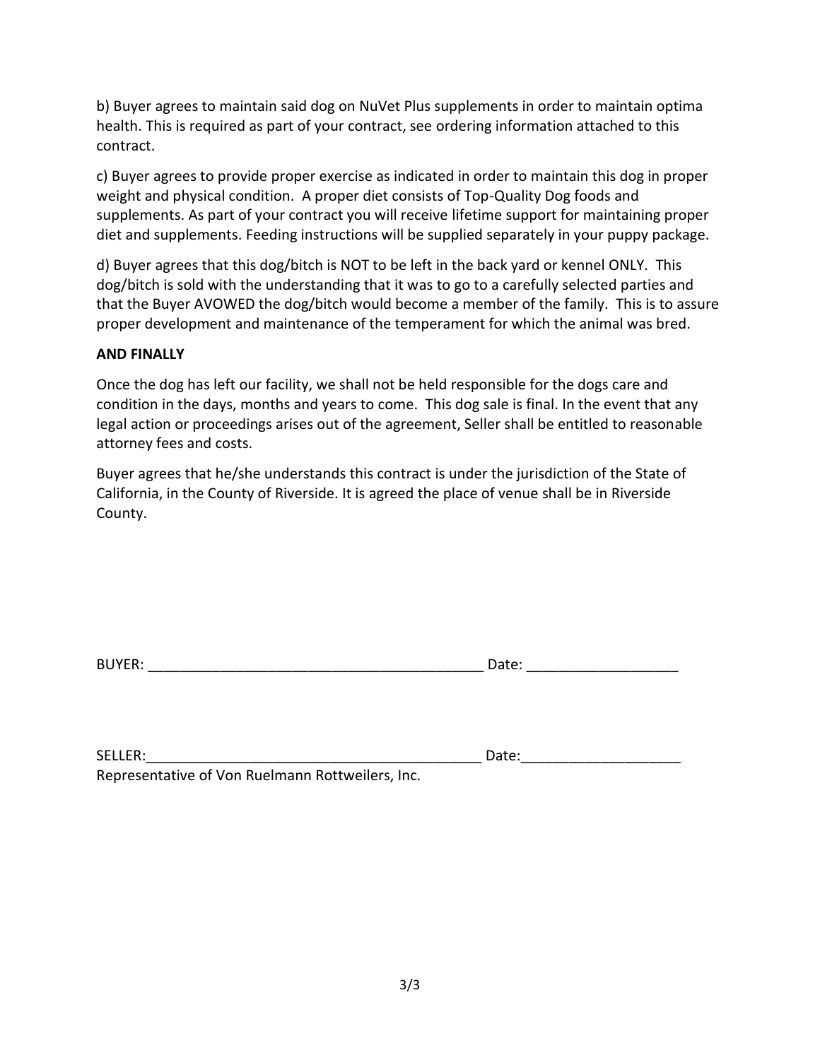b) Buyer agrees to maintain said dog on NuVet Plus supplements in order to maintain optima health. This is required as part of your contract, see ordering information attached to this contract.

c) Buyer agrees to provide proper exercise as indicated in order to maintain this dog in proper weight and physical condition.  A proper diet consists of Top-Quality Dog foods and supplements. As part of your contract you will receive lifetime support for maintaining proper diet and supplements. Feeding instructions will be supplied separately in your puppy package.

d) Buyer agrees that this dog/bitch is NOT to be left in the back yard or kennel ONLY.  This dog/bitch is sold with the understanding that it was to go to a carefully selected parties and that the Buyer AVOWED the dog/bitch would become a member of the family.  This is to assure proper development and maintenance of the temperament for which the animal was bred.

**AND FINALLY**

Once the dog has left our facility, we shall not be held responsible for the dogs care and condition in the days, months and years to come.  This dog sale is final. In the event that any legal action or proceedings arises out of the agreement, Seller shall be entitled to reasonable attorney fees and costs.

Buyer agrees that he/she understands this contract is under the jurisdiction of the State of California, in the County of Riverside. It is agreed the place of venue shall be in Riverside County.

BUYER: ___________________________________________ Date: ___________________

SELLER:___________________________________________ Date:____________________

Representative of Von Ruelmann Rottweilers, Inc.